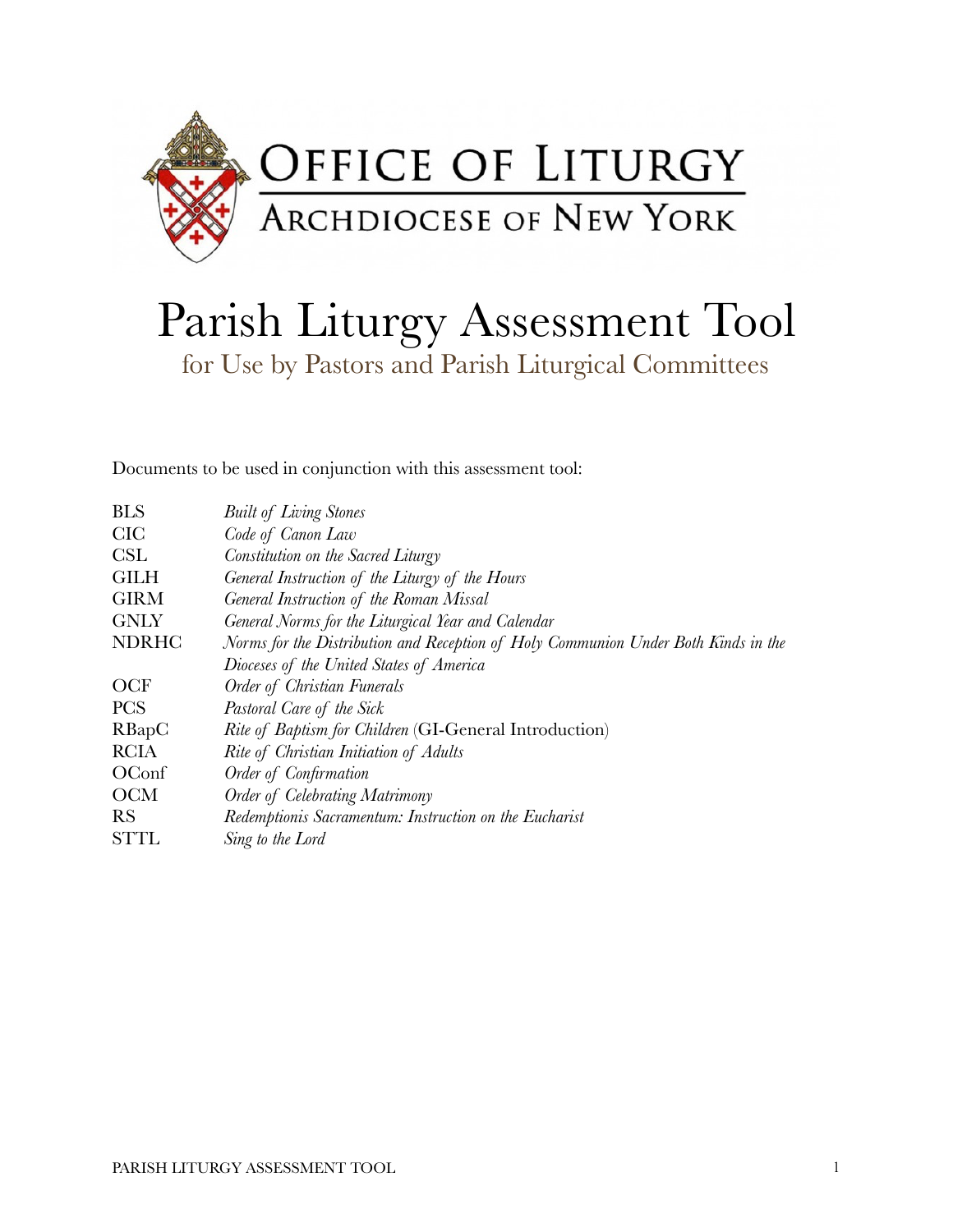# Office of Liturgy

## Archdiocese of New York

# Parish Liturgy Assessment Tool

## for Use by Pastors and Parish Liturgical Committees

Documents to be used in conjunction with this assessment tool:

| | |
|---|---|
| BLS | *Built of Living Stones* |
| CIC | *Code of Canon Law* |
| CSL | *Constitution on the Sacred Liturgy* |
| GILH | *General Instruction of the Liturgy of the Hours* |
| GIRM | *General Instruction of the Roman Missal* |
| GNLY | *General Norms for the Liturgical Year and Calendar* |
| NDRHC | *Norms for the Distribution and Reception of Holy Communion Under Both Kinds in the Dioceses of the United States of America* |
| OCF | *Order of Christian Funerals* |
| PCS | *Pastoral Care of the Sick* |
| RBapC | *Rite of Baptism for Children* (GI-General Introduction) |
| RCIA | *Rite of Christian Initiation of Adults* |
| OConf | *Order of Confirmation* |
| OCM | *Order of Celebrating Matrimony* |
| RS | *Redemptionis Sacramentum: Instruction on the Eucharist* |
| STTL | *Sing to the Lord* |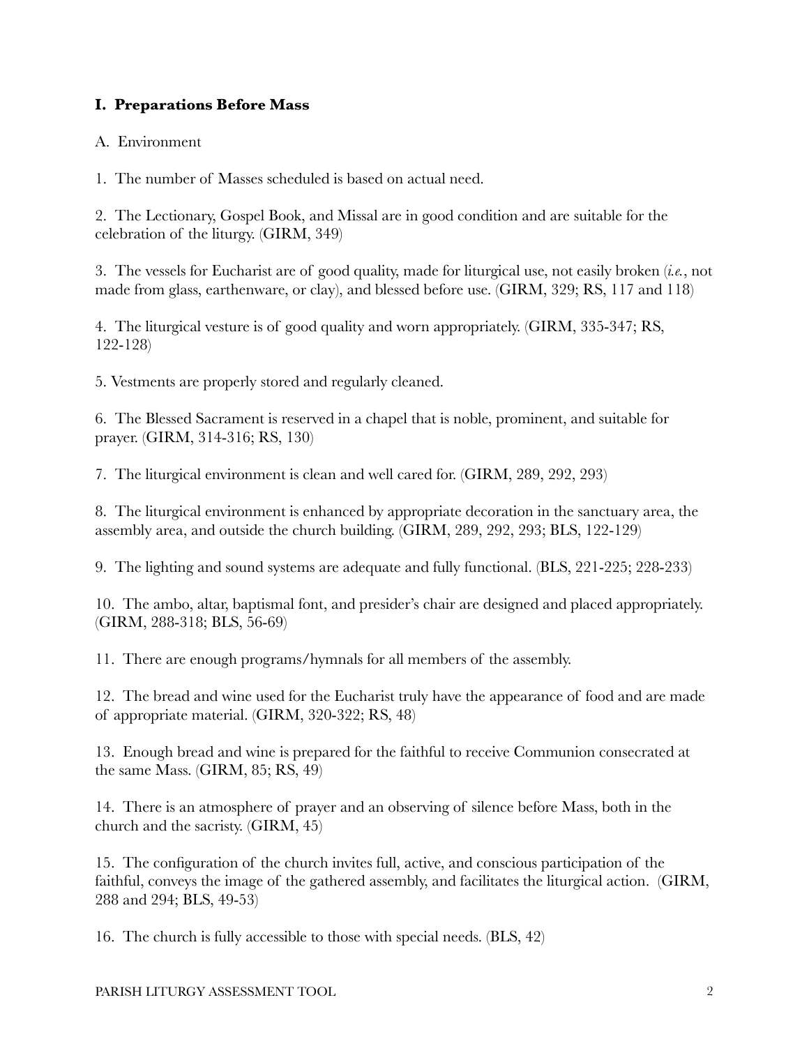## I. Preparations Before Mass

A. Environment

1. The number of Masses scheduled is based on actual need.

2. The Lectionary, Gospel Book, and Missal are in good condition and are suitable for the celebration of the liturgy. (GIRM, 349)

3. The vessels for Eucharist are of good quality, made for liturgical use, not easily broken (*i.e.*, not made from glass, earthenware, or clay), and blessed before use. (GIRM, 329; RS, 117 and 118)

4. The liturgical vesture is of good quality and worn appropriately. (GIRM, 335-347; RS, 122-128)

5. Vestments are properly stored and regularly cleaned.

6. The Blessed Sacrament is reserved in a chapel that is noble, prominent, and suitable for prayer. (GIRM, 314-316; RS, 130)

7. The liturgical environment is clean and well cared for. (GIRM, 289, 292, 293)

8. The liturgical environment is enhanced by appropriate decoration in the sanctuary area, the assembly area, and outside the church building. (GIRM, 289, 292, 293; BLS, 122-129)

9. The lighting and sound systems are adequate and fully functional. (BLS, 221-225; 228-233)

10. The ambo, altar, baptismal font, and presider's chair are designed and placed appropriately. (GIRM, 288-318; BLS, 56-69)

11. There are enough programs/hymnals for all members of the assembly.

12. The bread and wine used for the Eucharist truly have the appearance of food and are made of appropriate material. (GIRM, 320-322; RS, 48)

13. Enough bread and wine is prepared for the faithful to receive Communion consecrated at the same Mass. (GIRM, 85; RS, 49)

14. There is an atmosphere of prayer and an observing of silence before Mass, both in the church and the sacristy. (GIRM, 45)

15. The configuration of the church invites full, active, and conscious participation of the faithful, conveys the image of the gathered assembly, and facilitates the liturgical action. (GIRM, 288 and 294; BLS, 49-53)

16. The church is fully accessible to those with special needs. (BLS, 42)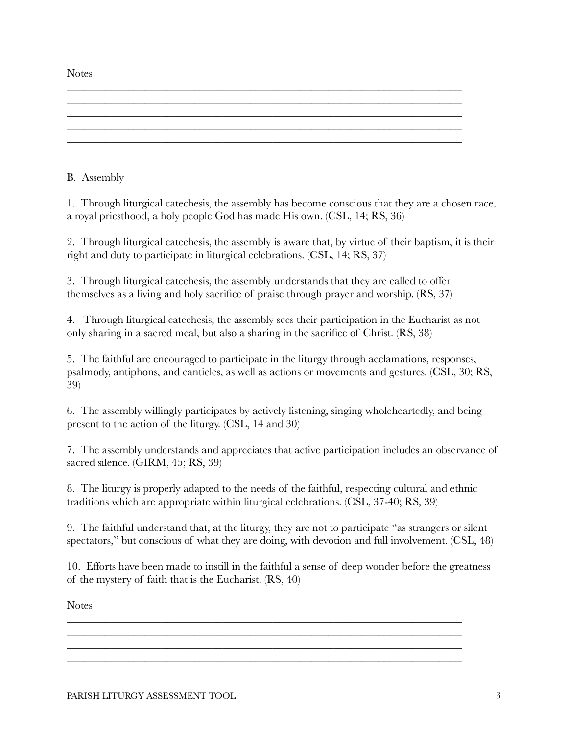Notes

_______________________________________________________________________
_______________________________________________________________________
_______________________________________________________________________
_______________________________________________________________________
_______________________________________________________________________

B. Assembly

1. Through liturgical catechesis, the assembly has become conscious that they are a chosen race, a royal priesthood, a holy people God has made His own. (CSL, 14; RS, 36)

2. Through liturgical catechesis, the assembly is aware that, by virtue of their baptism, it is their right and duty to participate in liturgical celebrations. (CSL, 14; RS, 37)

3. Through liturgical catechesis, the assembly understands that they are called to offer themselves as a living and holy sacrifice of praise through prayer and worship. (RS, 37)

4. Through liturgical catechesis, the assembly sees their participation in the Eucharist as not only sharing in a sacred meal, but also a sharing in the sacrifice of Christ. (RS, 38)

5. The faithful are encouraged to participate in the liturgy through acclamations, responses, psalmody, antiphons, and canticles, as well as actions or movements and gestures. (CSL, 30; RS, 39)

6. The assembly willingly participates by actively listening, singing wholeheartedly, and being present to the action of the liturgy. (CSL, 14 and 30)

7. The assembly understands and appreciates that active participation includes an observance of sacred silence. (GIRM, 45; RS, 39)

8. The liturgy is properly adapted to the needs of the faithful, respecting cultural and ethnic traditions which are appropriate within liturgical celebrations. (CSL, 37-40; RS, 39)

9. The faithful understand that, at the liturgy, they are not to participate "as strangers or silent spectators," but conscious of what they are doing, with devotion and full involvement. (CSL, 48)

10. Efforts have been made to instill in the faithful a sense of deep wonder before the greatness of the mystery of faith that is the Eucharist. (RS, 40)

Notes

_______________________________________________________________________
_______________________________________________________________________
_______________________________________________________________________
_______________________________________________________________________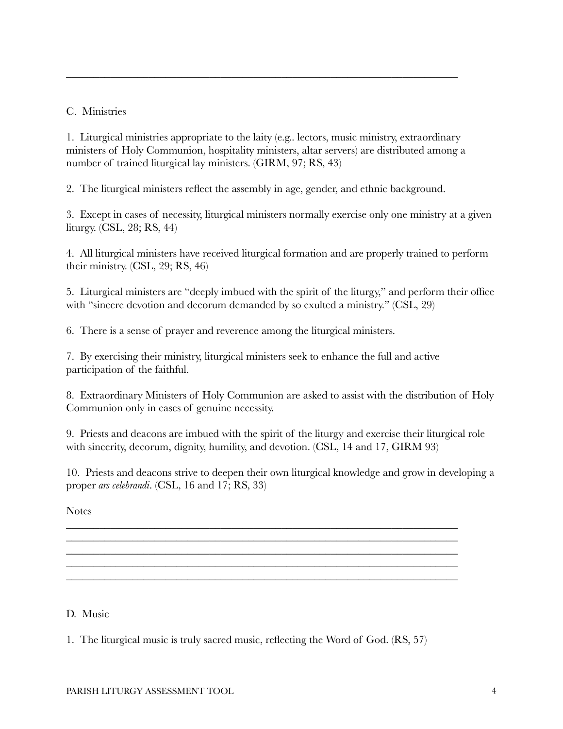______________________________________________________________________________

C. Ministries

1. Liturgical ministries appropriate to the laity (e.g.. lectors, music ministry, extraordinary ministers of Holy Communion, hospitality ministers, altar servers) are distributed among a number of trained liturgical lay ministers. (GIRM, 97; RS, 43)

2. The liturgical ministers reflect the assembly in age, gender, and ethnic background.

3. Except in cases of necessity, liturgical ministers normally exercise only one ministry at a given liturgy. (CSL, 28; RS, 44)

4. All liturgical ministers have received liturgical formation and are properly trained to perform their ministry. (CSL, 29; RS, 46)

5. Liturgical ministers are "deeply imbued with the spirit of the liturgy," and perform their office with "sincere devotion and decorum demanded by so exulted a ministry." (CSL, 29)

6. There is a sense of prayer and reverence among the liturgical ministers.

7. By exercising their ministry, liturgical ministers seek to enhance the full and active participation of the faithful.

8. Extraordinary Ministers of Holy Communion are asked to assist with the distribution of Holy Communion only in cases of genuine necessity.

9. Priests and deacons are imbued with the spirit of the liturgy and exercise their liturgical role with sincerity, decorum, dignity, humility, and devotion. (CSL, 14 and 17, GIRM 93)

10. Priests and deacons strive to deepen their own liturgical knowledge and grow in developing a proper *ars celebrandi*. (CSL, 16 and 17; RS, 33)

Notes

______________________________________________________________________________
______________________________________________________________________________
______________________________________________________________________________
______________________________________________________________________________
______________________________________________________________________________

D. Music

1. The liturgical music is truly sacred music, reflecting the Word of God. (RS, 57)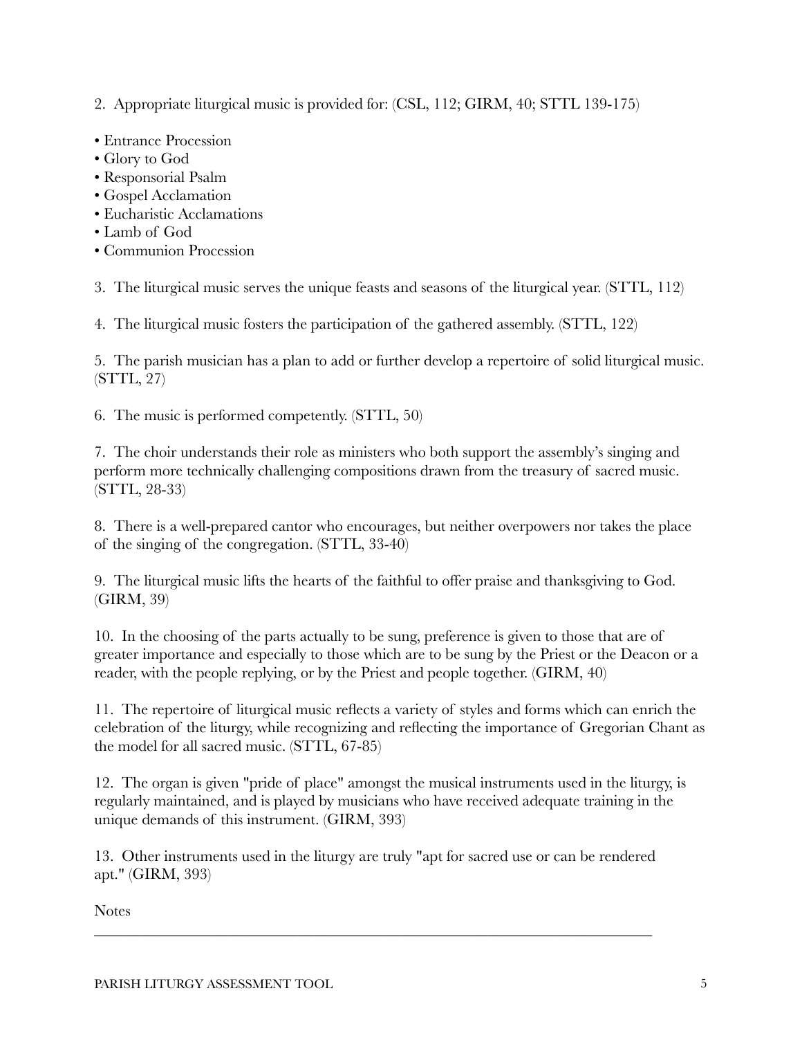2. Appropriate liturgical music is provided for: (CSL, 112; GIRM, 40; STTL 139-175)

- Entrance Procession
- Glory to God
- Responsorial Psalm
- Gospel Acclamation
- Eucharistic Acclamations
- Lamb of God
- Communion Procession

3. The liturgical music serves the unique feasts and seasons of the liturgical year. (STTL, 112)

4. The liturgical music fosters the participation of the gathered assembly. (STTL, 122)

5. The parish musician has a plan to add or further develop a repertoire of solid liturgical music. (STTL, 27)

6. The music is performed competently. (STTL, 50)

7. The choir understands their role as ministers who both support the assembly's singing and perform more technically challenging compositions drawn from the treasury of sacred music. (STTL, 28-33)

8. There is a well-prepared cantor who encourages, but neither overpowers nor takes the place of the singing of the congregation. (STTL, 33-40)

9. The liturgical music lifts the hearts of the faithful to offer praise and thanksgiving to God. (GIRM, 39)

10. In the choosing of the parts actually to be sung, preference is given to those that are of greater importance and especially to those which are to be sung by the Priest or the Deacon or a reader, with the people replying, or by the Priest and people together. (GIRM, 40)

11. The repertoire of liturgical music reflects a variety of styles and forms which can enrich the celebration of the liturgy, while recognizing and reflecting the importance of Gregorian Chant as the model for all sacred music. (STTL, 67-85)

12. The organ is given "pride of place" amongst the musical instruments used in the liturgy, is regularly maintained, and is played by musicians who have received adequate training in the unique demands of this instrument. (GIRM, 393)

13. Other instruments used in the liturgy are truly "apt for sacred use or can be rendered apt." (GIRM, 393)

Notes

___________________________________________________________________________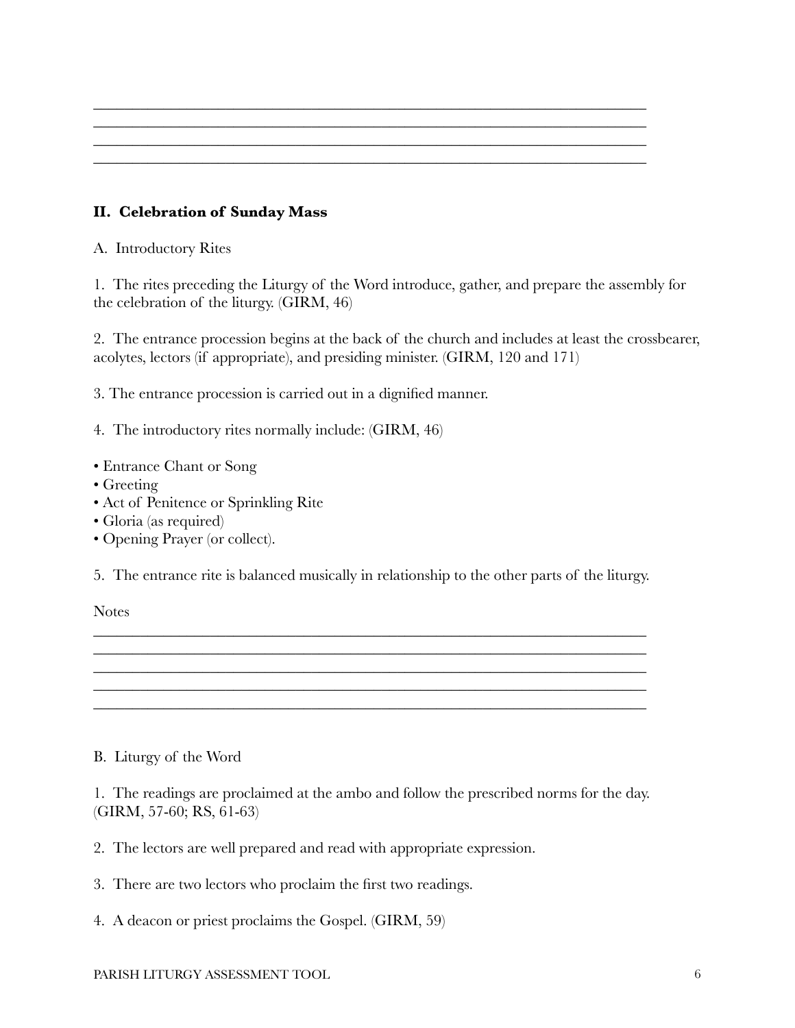________________________________________________________________________
________________________________________________________________________
________________________________________________________________________
________________________________________________________________________

## II. Celebration of Sunday Mass

A. Introductory Rites

1. The rites preceding the Liturgy of the Word introduce, gather, and prepare the assembly for the celebration of the liturgy. (GIRM, 46)

2. The entrance procession begins at the back of the church and includes at least the crossbearer, acolytes, lectors (if appropriate), and presiding minister. (GIRM, 120 and 171)

3. The entrance procession is carried out in a dignified manner.

4. The introductory rites normally include: (GIRM, 46)

- Entrance Chant or Song
- Greeting
- Act of Penitence or Sprinkling Rite
- Gloria (as required)
- Opening Prayer (or collect).

5. The entrance rite is balanced musically in relationship to the other parts of the liturgy.

Notes

________________________________________________________________________
________________________________________________________________________
________________________________________________________________________
________________________________________________________________________
________________________________________________________________________

B. Liturgy of the Word

1. The readings are proclaimed at the ambo and follow the prescribed norms for the day. (GIRM, 57-60; RS, 61-63)

2. The lectors are well prepared and read with appropriate expression.

3. There are two lectors who proclaim the first two readings.

4. A deacon or priest proclaims the Gospel. (GIRM, 59)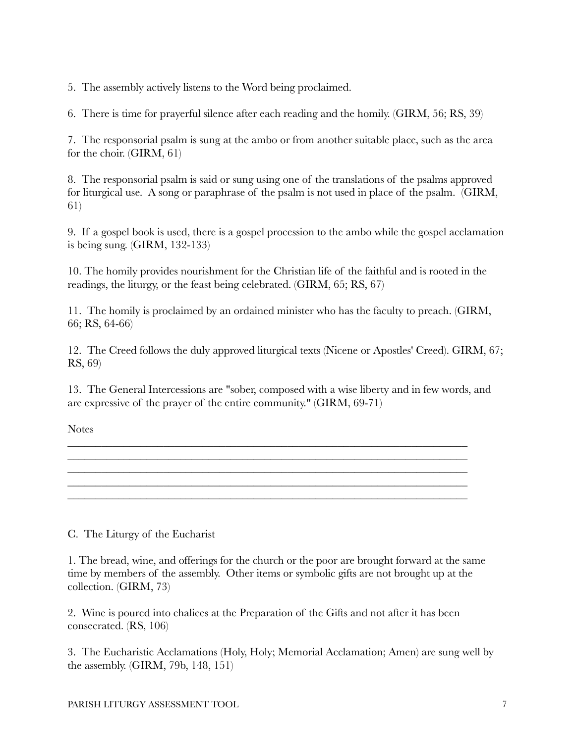5. The assembly actively listens to the Word being proclaimed.

6. There is time for prayerful silence after each reading and the homily. (GIRM, 56; RS, 39)

7. The responsorial psalm is sung at the ambo or from another suitable place, such as the area for the choir. (GIRM, 61)

8. The responsorial psalm is said or sung using one of the translations of the psalms approved for liturgical use. A song or paraphrase of the psalm is not used in place of the psalm. (GIRM, 61)

9. If a gospel book is used, there is a gospel procession to the ambo while the gospel acclamation is being sung. (GIRM, 132-133)

10. The homily provides nourishment for the Christian life of the faithful and is rooted in the readings, the liturgy, or the feast being celebrated. (GIRM, 65; RS, 67)

11. The homily is proclaimed by an ordained minister who has the faculty to preach. (GIRM, 66; RS, 64-66)

12. The Creed follows the duly approved liturgical texts (Nicene or Apostles' Creed). GIRM, 67; RS, 69)

13. The General Intercessions are "sober, composed with a wise liberty and in few words, and are expressive of the prayer of the entire community." (GIRM, 69-71)

Notes

_______________________________________________________________________________
_______________________________________________________________________________
_______________________________________________________________________________
_______________________________________________________________________________
_______________________________________________________________________________

C. The Liturgy of the Eucharist

1. The bread, wine, and offerings for the church or the poor are brought forward at the same time by members of the assembly. Other items or symbolic gifts are not brought up at the collection. (GIRM, 73)

2. Wine is poured into chalices at the Preparation of the Gifts and not after it has been consecrated. (RS, 106)

3. The Eucharistic Acclamations (Holy, Holy; Memorial Acclamation; Amen) are sung well by the assembly. (GIRM, 79b, 148, 151)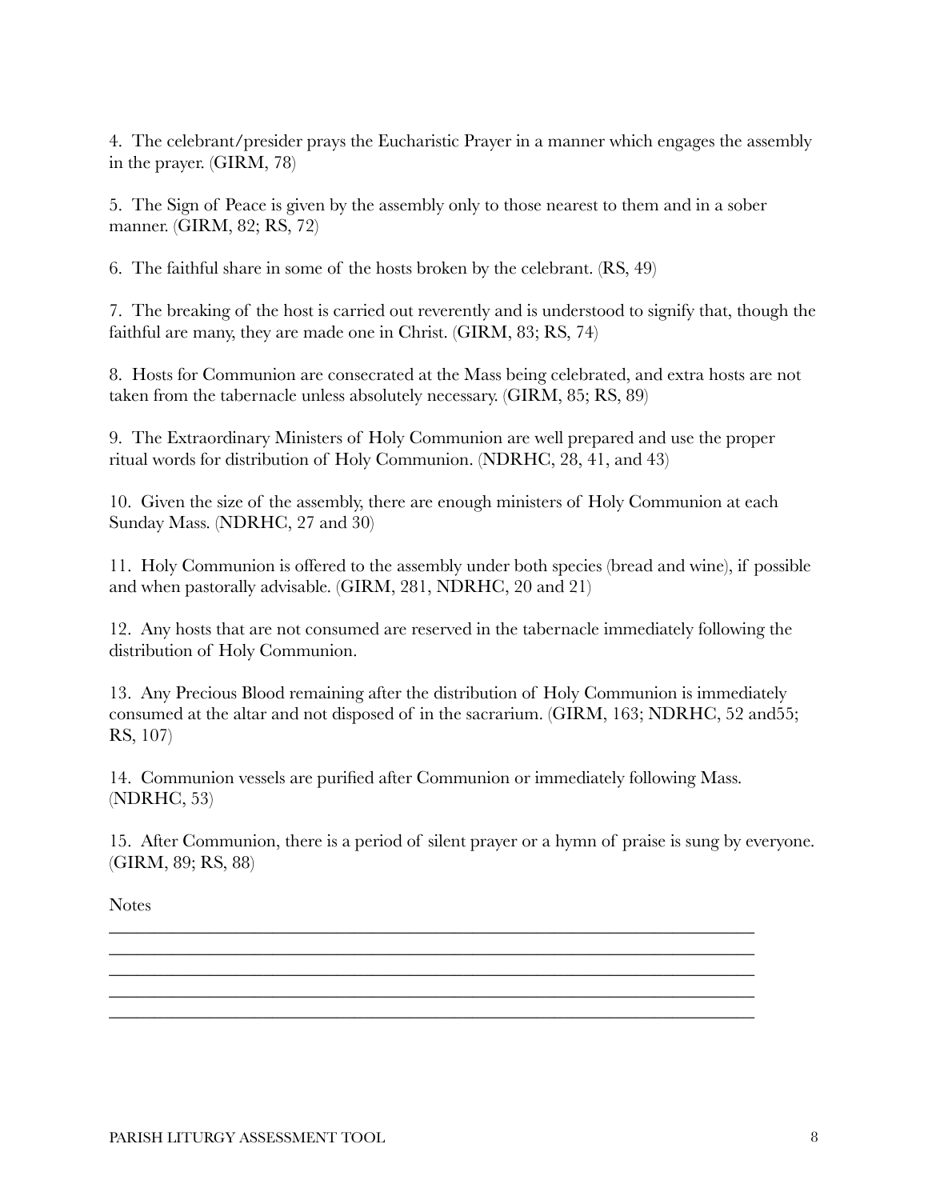4. The celebrant/presider prays the Eucharistic Prayer in a manner which engages the assembly in the prayer. (GIRM, 78)

5. The Sign of Peace is given by the assembly only to those nearest to them and in a sober manner. (GIRM, 82; RS, 72)

6. The faithful share in some of the hosts broken by the celebrant. (RS, 49)

7. The breaking of the host is carried out reverently and is understood to signify that, though the faithful are many, they are made one in Christ. (GIRM, 83; RS, 74)

8. Hosts for Communion are consecrated at the Mass being celebrated, and extra hosts are not taken from the tabernacle unless absolutely necessary. (GIRM, 85; RS, 89)

9. The Extraordinary Ministers of Holy Communion are well prepared and use the proper ritual words for distribution of Holy Communion. (NDRHC, 28, 41, and 43)

10. Given the size of the assembly, there are enough ministers of Holy Communion at each Sunday Mass. (NDRHC, 27 and 30)

11. Holy Communion is offered to the assembly under both species (bread and wine), if possible and when pastorally advisable. (GIRM, 281, NDRHC, 20 and 21)

12. Any hosts that are not consumed are reserved in the tabernacle immediately following the distribution of Holy Communion.

13. Any Precious Blood remaining after the distribution of Holy Communion is immediately consumed at the altar and not disposed of in the sacrarium. (GIRM, 163; NDRHC, 52 and55; RS, 107)

14. Communion vessels are purified after Communion or immediately following Mass. (NDRHC, 53)

15. After Communion, there is a period of silent prayer or a hymn of praise is sung by everyone. (GIRM, 89; RS, 88)

Notes

______________________________________________________________________________
______________________________________________________________________________
______________________________________________________________________________
______________________________________________________________________________
______________________________________________________________________________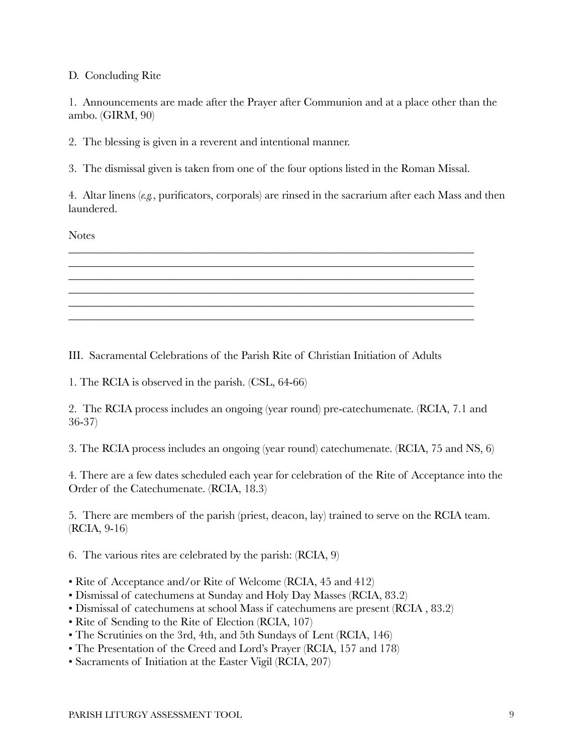D. Concluding Rite

1. Announcements are made after the Prayer after Communion and at a place other than the ambo. (GIRM, 90)

2. The blessing is given in a reverent and intentional manner.

3. The dismissal given is taken from one of the four options listed in the Roman Missal.

4. Altar linens (*e.g.*, purificators, corporals) are rinsed in the sacrarium after each Mass and then laundered.

Notes

___________________________________________________________________________
___________________________________________________________________________
___________________________________________________________________________
___________________________________________________________________________
___________________________________________________________________________
___________________________________________________________________________

III. Sacramental Celebrations of the Parish Rite of Christian Initiation of Adults

1. The RCIA is observed in the parish. (CSL, 64-66)

2. The RCIA process includes an ongoing (year round) pre-catechumenate. (RCIA, 7.1 and 36-37)

3. The RCIA process includes an ongoing (year round) catechumenate. (RCIA, 75 and NS, 6)

4. There are a few dates scheduled each year for celebration of the Rite of Acceptance into the Order of the Catechumenate. (RCIA, 18.3)

5. There are members of the parish (priest, deacon, lay) trained to serve on the RCIA team. (RCIA, 9-16)

6. The various rites are celebrated by the parish: (RCIA, 9)

- Rite of Acceptance and/or Rite of Welcome (RCIA, 45 and 412)
- Dismissal of catechumens at Sunday and Holy Day Masses (RCIA, 83.2)
- Dismissal of catechumens at school Mass if catechumens are present (RCIA , 83.2)
- Rite of Sending to the Rite of Election (RCIA, 107)
- The Scrutinies on the 3rd, 4th, and 5th Sundays of Lent (RCIA, 146)
- The Presentation of the Creed and Lord's Prayer (RCIA, 157 and 178)
- Sacraments of Initiation at the Easter Vigil (RCIA, 207)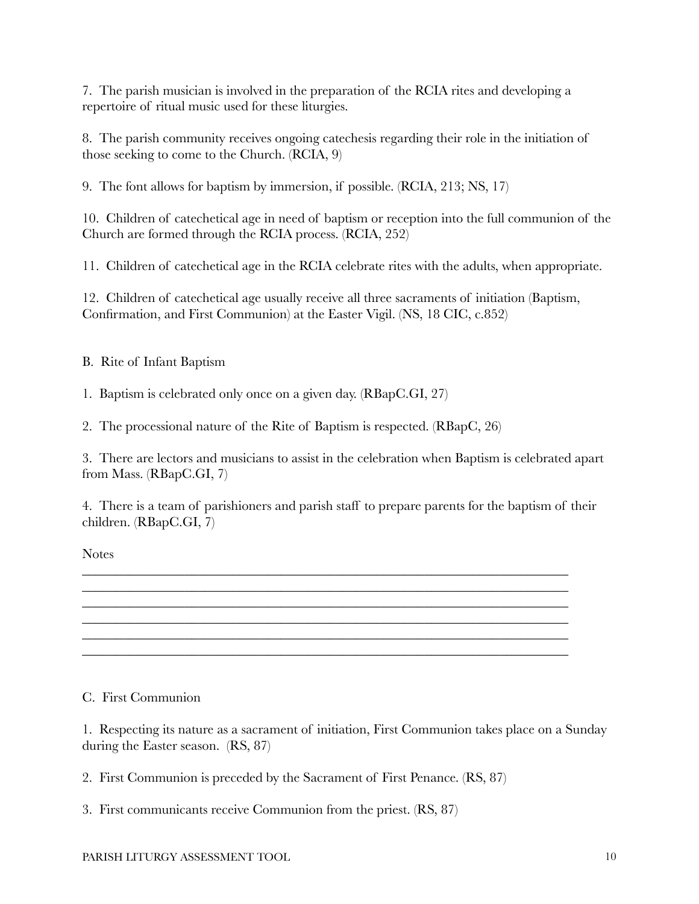7. The parish musician is involved in the preparation of the RCIA rites and developing a repertoire of ritual music used for these liturgies.

8. The parish community receives ongoing catechesis regarding their role in the initiation of those seeking to come to the Church. (RCIA, 9)

9. The font allows for baptism by immersion, if possible. (RCIA, 213; NS, 17)

10. Children of catechetical age in need of baptism or reception into the full communion of the Church are formed through the RCIA process. (RCIA, 252)

11. Children of catechetical age in the RCIA celebrate rites with the adults, when appropriate.

12. Children of catechetical age usually receive all three sacraments of initiation (Baptism, Confirmation, and First Communion) at the Easter Vigil. (NS, 18 CIC, c.852)

B. Rite of Infant Baptism

1. Baptism is celebrated only once on a given day. (RBapC.GI, 27)

2. The processional nature of the Rite of Baptism is respected. (RBapC, 26)

3. There are lectors and musicians to assist in the celebration when Baptism is celebrated apart from Mass. (RBapC.GI, 7)

4. There is a team of parishioners and parish staff to prepare parents for the baptism of their children. (RBapC.GI, 7)

Notes

______________________________________________________________________
______________________________________________________________________
______________________________________________________________________
______________________________________________________________________
______________________________________________________________________
______________________________________________________________________

C. First Communion

1. Respecting its nature as a sacrament of initiation, First Communion takes place on a Sunday during the Easter season. (RS, 87)

2. First Communion is preceded by the Sacrament of First Penance. (RS, 87)

3. First communicants receive Communion from the priest. (RS, 87)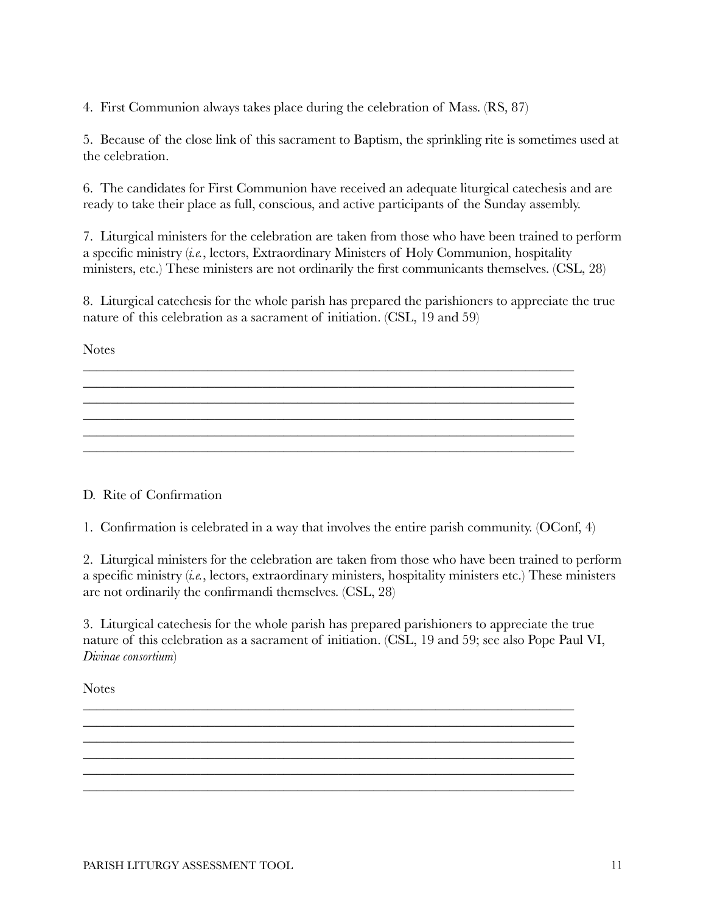4. First Communion always takes place during the celebration of Mass. (RS, 87)

5. Because of the close link of this sacrament to Baptism, the sprinkling rite is sometimes used at the celebration.

6. The candidates for First Communion have received an adequate liturgical catechesis and are ready to take their place as full, conscious, and active participants of the Sunday assembly.

7. Liturgical ministers for the celebration are taken from those who have been trained to perform a specific ministry (*i.e.*, lectors, Extraordinary Ministers of Holy Communion, hospitality ministers, etc.) These ministers are not ordinarily the first communicants themselves. (CSL, 28)

8. Liturgical catechesis for the whole parish has prepared the parishioners to appreciate the true nature of this celebration as a sacrament of initiation. (CSL, 19 and 59)

Notes

______________________________________________________________________________
______________________________________________________________________________
______________________________________________________________________________
______________________________________________________________________________
______________________________________________________________________________
______________________________________________________________________________

D. Rite of Confirmation

1. Confirmation is celebrated in a way that involves the entire parish community. (OConf, 4)

2. Liturgical ministers for the celebration are taken from those who have been trained to perform a specific ministry (*i.e.*, lectors, extraordinary ministers, hospitality ministers etc.) These ministers are not ordinarily the confirmandi themselves. (CSL, 28)

3. Liturgical catechesis for the whole parish has prepared parishioners to appreciate the true nature of this celebration as a sacrament of initiation. (CSL, 19 and 59; see also Pope Paul VI, *Divinae consortium*)

Notes

______________________________________________________________________________
______________________________________________________________________________
______________________________________________________________________________
______________________________________________________________________________
______________________________________________________________________________
______________________________________________________________________________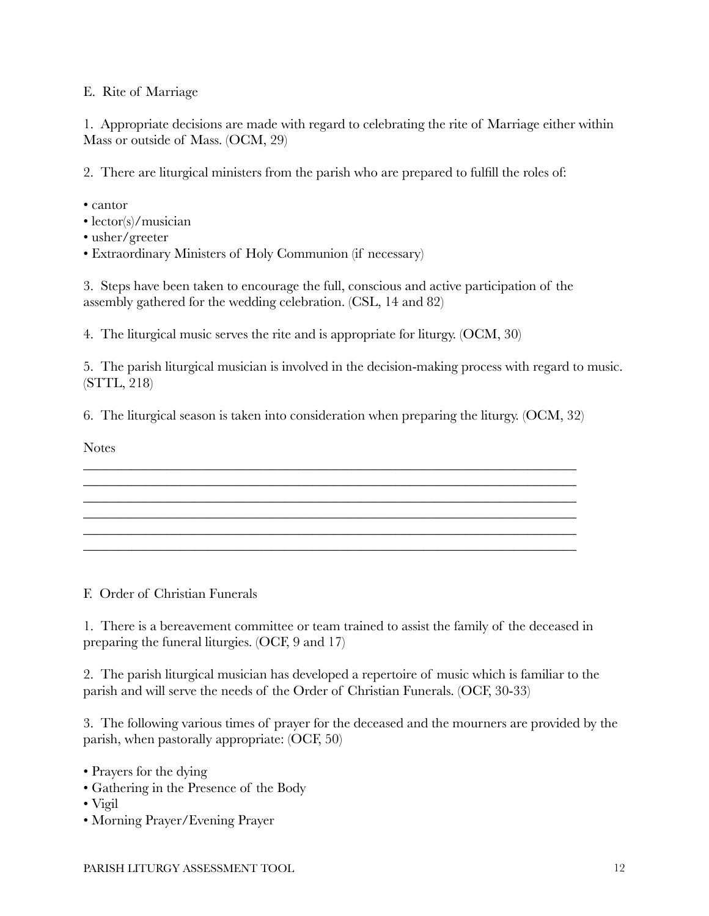## E. Rite of Marriage

1. Appropriate decisions are made with regard to celebrating the rite of Marriage either within Mass or outside of Mass. (OCM, 29)

2. There are liturgical ministers from the parish who are prepared to fulfill the roles of:

- cantor
- lector(s)/musician
- usher/greeter
- Extraordinary Ministers of Holy Communion (if necessary)

3. Steps have been taken to encourage the full, conscious and active participation of the assembly gathered for the wedding celebration. (CSL, 14 and 82)

4. The liturgical music serves the rite and is appropriate for liturgy. (OCM, 30)

5. The parish liturgical musician is involved in the decision-making process with regard to music. (STTL, 218)

6. The liturgical season is taken into consideration when preparing the liturgy. (OCM, 32)

Notes

\_\_\_\_\_\_\_\_\_\_\_\_\_\_\_\_\_\_\_\_\_\_\_\_\_\_\_\_\_\_\_\_\_\_\_\_\_\_\_\_\_\_\_\_\_\_\_\_\_\_\_\_\_\_\_\_\_\_\_\_\_\_\_\_\_\_\_\_\_\_\_\_
\_\_\_\_\_\_\_\_\_\_\_\_\_\_\_\_\_\_\_\_\_\_\_\_\_\_\_\_\_\_\_\_\_\_\_\_\_\_\_\_\_\_\_\_\_\_\_\_\_\_\_\_\_\_\_\_\_\_\_\_\_\_\_\_\_\_\_\_\_\_\_\_
\_\_\_\_\_\_\_\_\_\_\_\_\_\_\_\_\_\_\_\_\_\_\_\_\_\_\_\_\_\_\_\_\_\_\_\_\_\_\_\_\_\_\_\_\_\_\_\_\_\_\_\_\_\_\_\_\_\_\_\_\_\_\_\_\_\_\_\_\_\_\_\_
\_\_\_\_\_\_\_\_\_\_\_\_\_\_\_\_\_\_\_\_\_\_\_\_\_\_\_\_\_\_\_\_\_\_\_\_\_\_\_\_\_\_\_\_\_\_\_\_\_\_\_\_\_\_\_\_\_\_\_\_\_\_\_\_\_\_\_\_\_\_\_\_
\_\_\_\_\_\_\_\_\_\_\_\_\_\_\_\_\_\_\_\_\_\_\_\_\_\_\_\_\_\_\_\_\_\_\_\_\_\_\_\_\_\_\_\_\_\_\_\_\_\_\_\_\_\_\_\_\_\_\_\_\_\_\_\_\_\_\_\_\_\_\_\_
\_\_\_\_\_\_\_\_\_\_\_\_\_\_\_\_\_\_\_\_\_\_\_\_\_\_\_\_\_\_\_\_\_\_\_\_\_\_\_\_\_\_\_\_\_\_\_\_\_\_\_\_\_\_\_\_\_\_\_\_\_\_\_\_\_\_\_\_\_\_\_\_

## F. Order of Christian Funerals

1. There is a bereavement committee or team trained to assist the family of the deceased in preparing the funeral liturgies. (OCF, 9 and 17)

2. The parish liturgical musician has developed a repertoire of music which is familiar to the parish and will serve the needs of the Order of Christian Funerals. (OCF, 30-33)

3. The following various times of prayer for the deceased and the mourners are provided by the parish, when pastorally appropriate: (OCF, 50)

- Prayers for the dying
- Gathering in the Presence of the Body
- Vigil
- Morning Prayer/Evening Prayer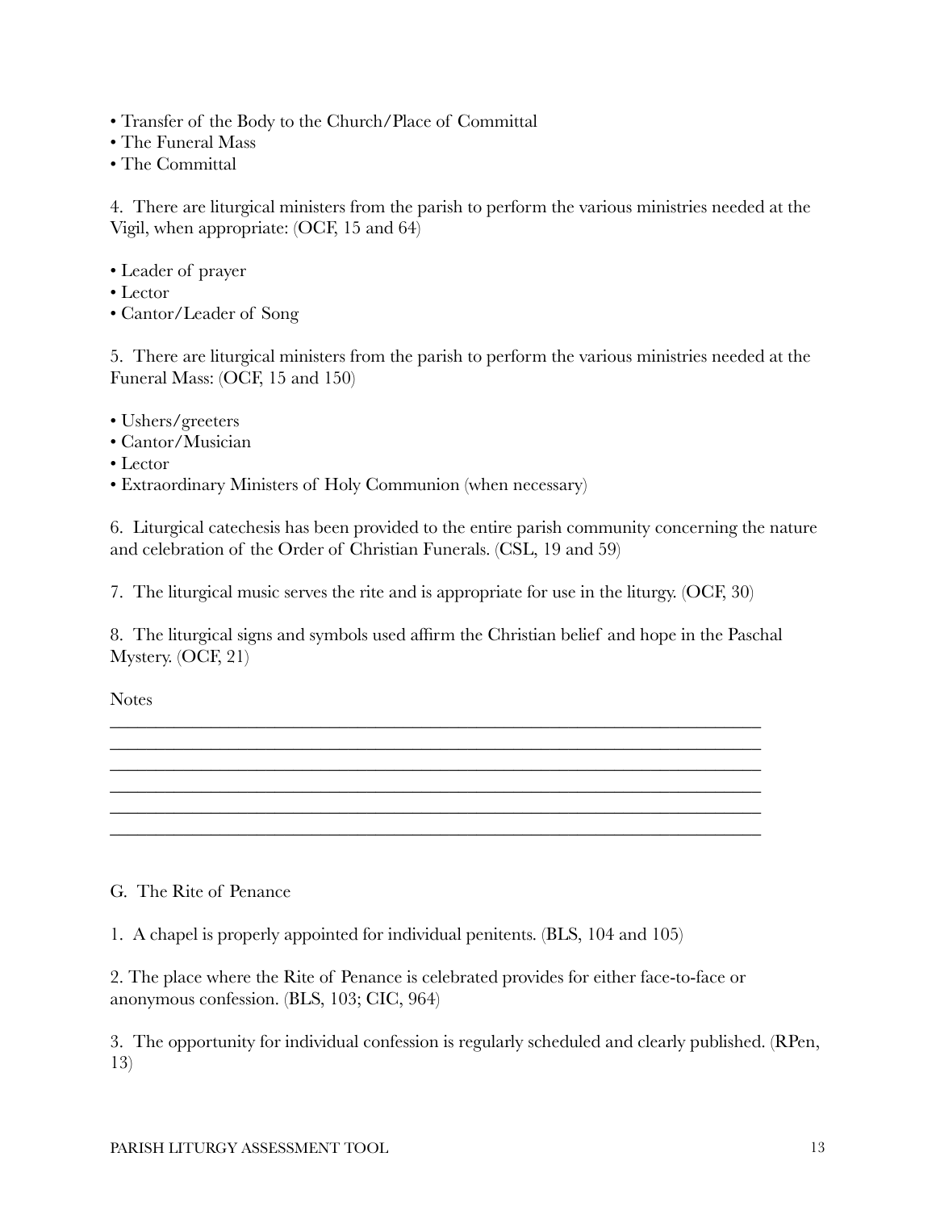- Transfer of the Body to the Church/Place of Committal
- The Funeral Mass
- The Committal

4. There are liturgical ministers from the parish to perform the various ministries needed at the Vigil, when appropriate: (OCF, 15 and 64)

- Leader of prayer
- Lector
- Cantor/Leader of Song

5. There are liturgical ministers from the parish to perform the various ministries needed at the Funeral Mass: (OCF, 15 and 150)

- Ushers/greeters
- Cantor/Musician
- Lector
- Extraordinary Ministers of Holy Communion (when necessary)

6. Liturgical catechesis has been provided to the entire parish community concerning the nature and celebration of the Order of Christian Funerals. (CSL, 19 and 59)

7. The liturgical music serves the rite and is appropriate for use in the liturgy. (OCF, 30)

8. The liturgical signs and symbols used affirm the Christian belief and hope in the Paschal Mystery. (OCF, 21)

Notes

______________________________________________________________________________
______________________________________________________________________________
______________________________________________________________________________
______________________________________________________________________________
______________________________________________________________________________
______________________________________________________________________________

## G. The Rite of Penance

1. A chapel is properly appointed for individual penitents. (BLS, 104 and 105)

2. The place where the Rite of Penance is celebrated provides for either face-to-face or anonymous confession. (BLS, 103; CIC, 964)

3. The opportunity for individual confession is regularly scheduled and clearly published. (RPen, 13)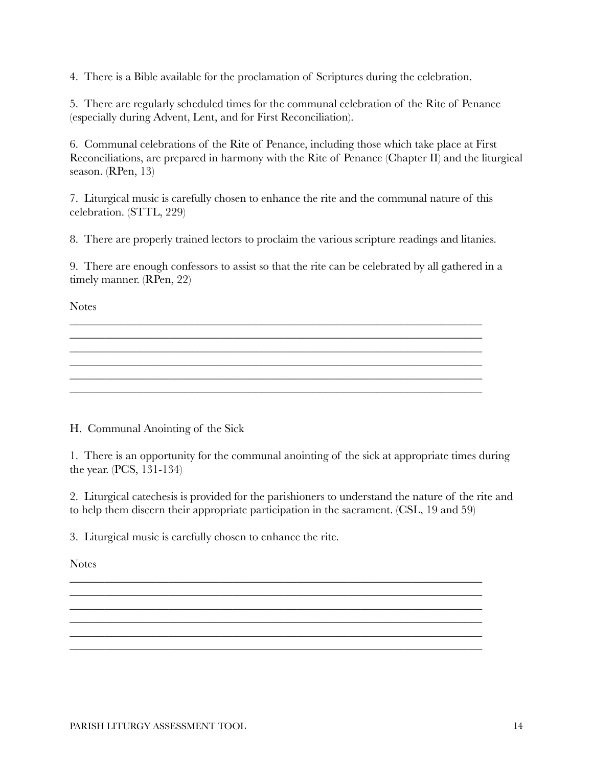4. There is a Bible available for the proclamation of Scriptures during the celebration.

5. There are regularly scheduled times for the communal celebration of the Rite of Penance (especially during Advent, Lent, and for First Reconciliation).

6. Communal celebrations of the Rite of Penance, including those which take place at First Reconciliations, are prepared in harmony with the Rite of Penance (Chapter II) and the liturgical season. (RPen, 13)

7. Liturgical music is carefully chosen to enhance the rite and the communal nature of this celebration. (STTL, 229)

8. There are properly trained lectors to proclaim the various scripture readings and litanies.

9. There are enough confessors to assist so that the rite can be celebrated by all gathered in a timely manner. (RPen, 22)

Notes

______________________________________________________________________________
______________________________________________________________________________
______________________________________________________________________________
______________________________________________________________________________
______________________________________________________________________________
______________________________________________________________________________

H. Communal Anointing of the Sick

1. There is an opportunity for the communal anointing of the sick at appropriate times during the year. (PCS, 131-134)

2. Liturgical catechesis is provided for the parishioners to understand the nature of the rite and to help them discern their appropriate participation in the sacrament. (CSL, 19 and 59)

3. Liturgical music is carefully chosen to enhance the rite.

Notes

______________________________________________________________________________
______________________________________________________________________________
______________________________________________________________________________
______________________________________________________________________________
______________________________________________________________________________
______________________________________________________________________________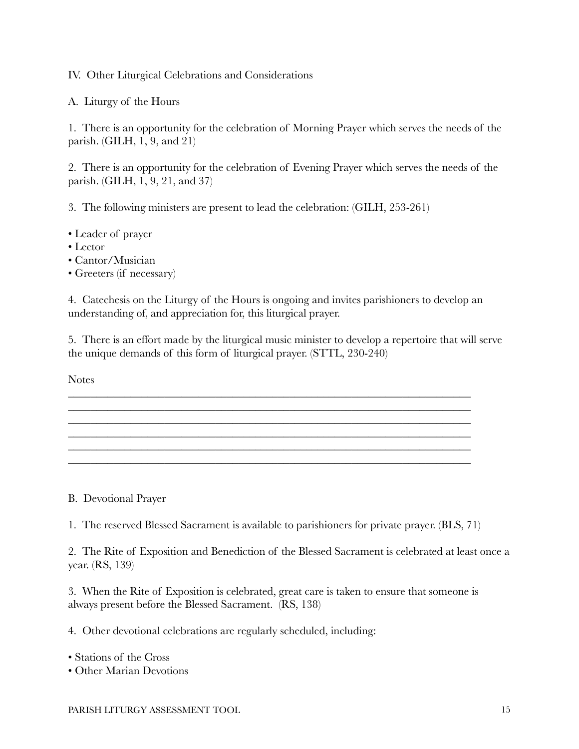## IV. Other Liturgical Celebrations and Considerations

### A. Liturgy of the Hours

1. There is an opportunity for the celebration of Morning Prayer which serves the needs of the parish. (GILH, 1, 9, and 21)

2. There is an opportunity for the celebration of Evening Prayer which serves the needs of the parish. (GILH, 1, 9, 21, and 37)

3. The following ministers are present to lead the celebration: (GILH, 253-261)

- Leader of prayer
- Lector
- Cantor/Musician
- Greeters (if necessary)

4. Catechesis on the Liturgy of the Hours is ongoing and invites parishioners to develop an understanding of, and appreciation for, this liturgical prayer.

5. There is an effort made by the liturgical music minister to develop a repertoire that will serve the unique demands of this form of liturgical prayer. (STTL, 230-240)

Notes

______________________________________________________________________________
______________________________________________________________________________
______________________________________________________________________________
______________________________________________________________________________
______________________________________________________________________________
______________________________________________________________________________

### B. Devotional Prayer

1. The reserved Blessed Sacrament is available to parishioners for private prayer. (BLS, 71)

2. The Rite of Exposition and Benediction of the Blessed Sacrament is celebrated at least once a year. (RS, 139)

3. When the Rite of Exposition is celebrated, great care is taken to ensure that someone is always present before the Blessed Sacrament. (RS, 138)

4. Other devotional celebrations are regularly scheduled, including:

- Stations of the Cross
- Other Marian Devotions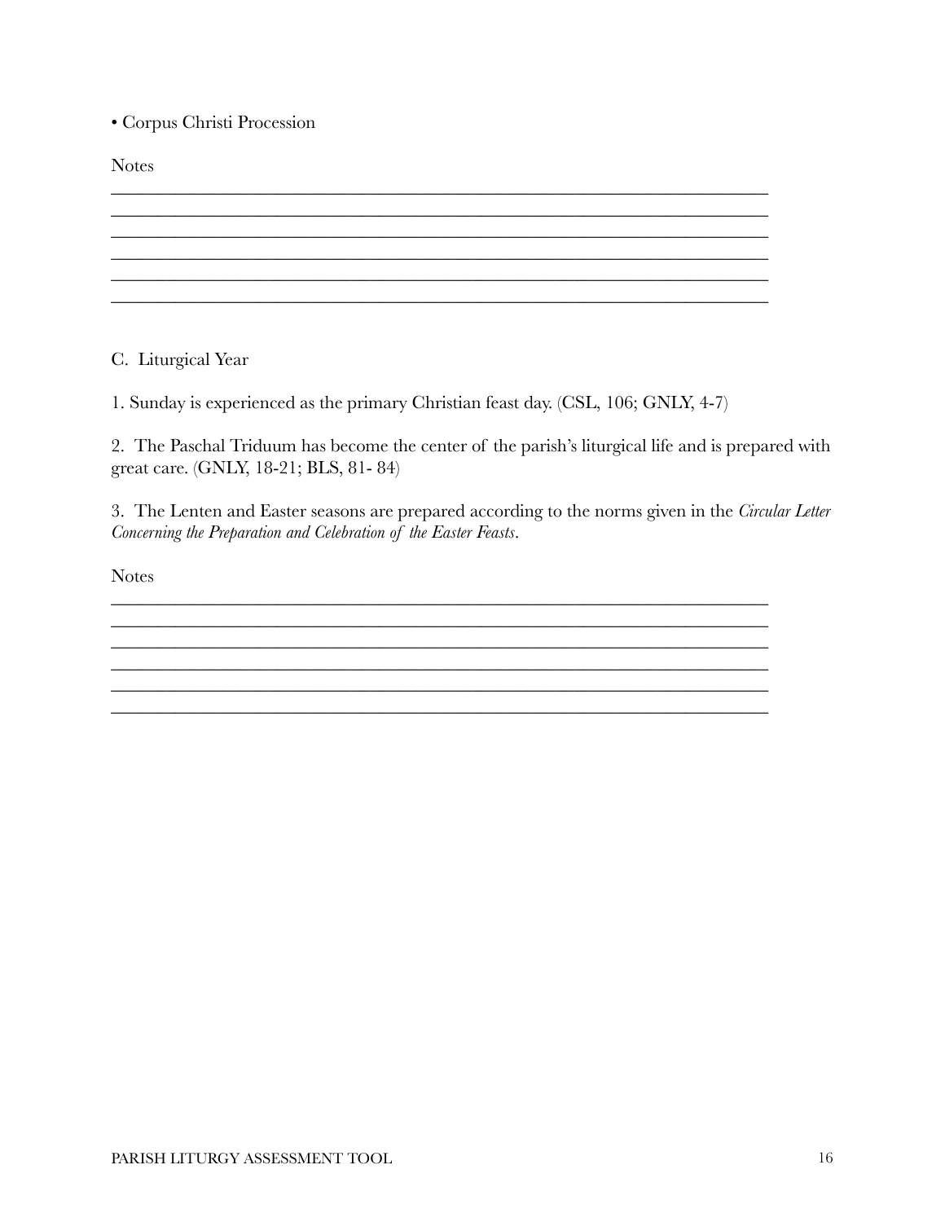• Corpus Christi Procession

Notes

\_\_\_\_\_\_\_\_\_\_\_\_\_\_\_\_\_\_\_\_\_\_\_\_\_\_\_\_\_\_\_\_\_\_\_\_\_\_\_\_\_\_\_\_\_\_\_\_\_\_\_\_\_\_\_\_\_\_\_\_\_\_\_\_\_\_\_\_\_\_\_\_
\_\_\_\_\_\_\_\_\_\_\_\_\_\_\_\_\_\_\_\_\_\_\_\_\_\_\_\_\_\_\_\_\_\_\_\_\_\_\_\_\_\_\_\_\_\_\_\_\_\_\_\_\_\_\_\_\_\_\_\_\_\_\_\_\_\_\_\_\_\_\_\_
\_\_\_\_\_\_\_\_\_\_\_\_\_\_\_\_\_\_\_\_\_\_\_\_\_\_\_\_\_\_\_\_\_\_\_\_\_\_\_\_\_\_\_\_\_\_\_\_\_\_\_\_\_\_\_\_\_\_\_\_\_\_\_\_\_\_\_\_\_\_\_\_
\_\_\_\_\_\_\_\_\_\_\_\_\_\_\_\_\_\_\_\_\_\_\_\_\_\_\_\_\_\_\_\_\_\_\_\_\_\_\_\_\_\_\_\_\_\_\_\_\_\_\_\_\_\_\_\_\_\_\_\_\_\_\_\_\_\_\_\_\_\_\_\_
\_\_\_\_\_\_\_\_\_\_\_\_\_\_\_\_\_\_\_\_\_\_\_\_\_\_\_\_\_\_\_\_\_\_\_\_\_\_\_\_\_\_\_\_\_\_\_\_\_\_\_\_\_\_\_\_\_\_\_\_\_\_\_\_\_\_\_\_\_\_\_\_
\_\_\_\_\_\_\_\_\_\_\_\_\_\_\_\_\_\_\_\_\_\_\_\_\_\_\_\_\_\_\_\_\_\_\_\_\_\_\_\_\_\_\_\_\_\_\_\_\_\_\_\_\_\_\_\_\_\_\_\_\_\_\_\_\_\_\_\_\_\_\_\_

C. Liturgical Year

1. Sunday is experienced as the primary Christian feast day. (CSL, 106; GNLY, 4-7)

2. The Paschal Triduum has become the center of the parish's liturgical life and is prepared with great care. (GNLY, 18-21; BLS, 81- 84)

3. The Lenten and Easter seasons are prepared according to the norms given in the *Circular Letter Concerning the Preparation and Celebration of the Easter Feasts*.

Notes

\_\_\_\_\_\_\_\_\_\_\_\_\_\_\_\_\_\_\_\_\_\_\_\_\_\_\_\_\_\_\_\_\_\_\_\_\_\_\_\_\_\_\_\_\_\_\_\_\_\_\_\_\_\_\_\_\_\_\_\_\_\_\_\_\_\_\_\_\_\_\_\_
\_\_\_\_\_\_\_\_\_\_\_\_\_\_\_\_\_\_\_\_\_\_\_\_\_\_\_\_\_\_\_\_\_\_\_\_\_\_\_\_\_\_\_\_\_\_\_\_\_\_\_\_\_\_\_\_\_\_\_\_\_\_\_\_\_\_\_\_\_\_\_\_
\_\_\_\_\_\_\_\_\_\_\_\_\_\_\_\_\_\_\_\_\_\_\_\_\_\_\_\_\_\_\_\_\_\_\_\_\_\_\_\_\_\_\_\_\_\_\_\_\_\_\_\_\_\_\_\_\_\_\_\_\_\_\_\_\_\_\_\_\_\_\_\_
\_\_\_\_\_\_\_\_\_\_\_\_\_\_\_\_\_\_\_\_\_\_\_\_\_\_\_\_\_\_\_\_\_\_\_\_\_\_\_\_\_\_\_\_\_\_\_\_\_\_\_\_\_\_\_\_\_\_\_\_\_\_\_\_\_\_\_\_\_\_\_\_
\_\_\_\_\_\_\_\_\_\_\_\_\_\_\_\_\_\_\_\_\_\_\_\_\_\_\_\_\_\_\_\_\_\_\_\_\_\_\_\_\_\_\_\_\_\_\_\_\_\_\_\_\_\_\_\_\_\_\_\_\_\_\_\_\_\_\_\_\_\_\_\_
\_\_\_\_\_\_\_\_\_\_\_\_\_\_\_\_\_\_\_\_\_\_\_\_\_\_\_\_\_\_\_\_\_\_\_\_\_\_\_\_\_\_\_\_\_\_\_\_\_\_\_\_\_\_\_\_\_\_\_\_\_\_\_\_\_\_\_\_\_\_\_\_